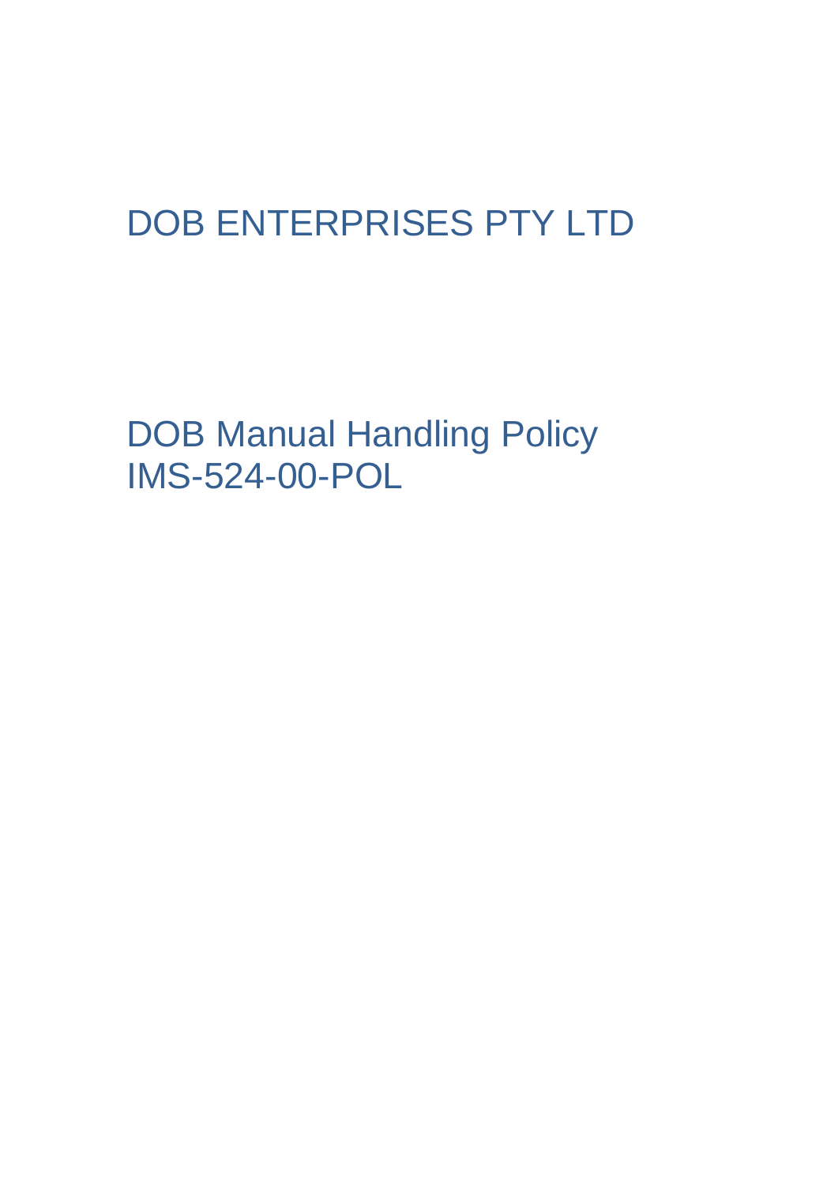# DOB ENTERPRISES PTY LTD

## DOB Manual Handling Policy
## IMS-524-00-POL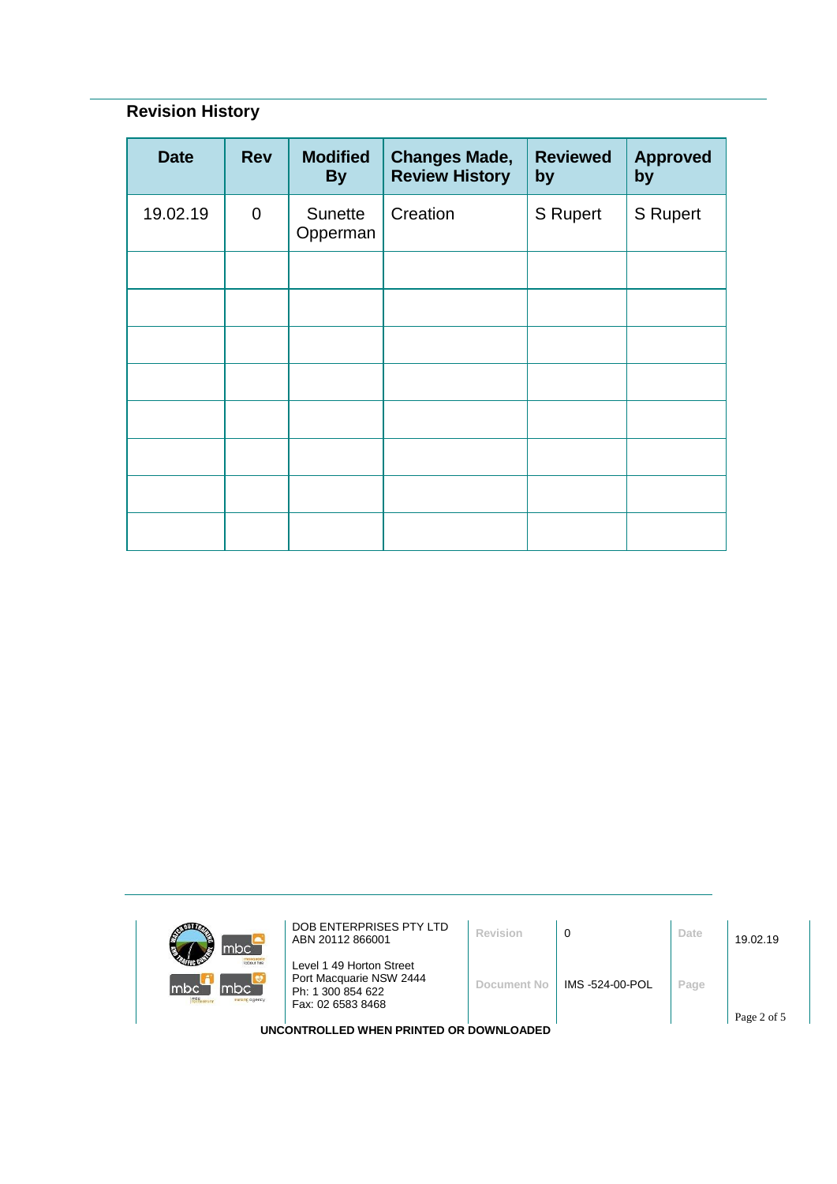## Revision History

| Date | Rev | Modified By | Changes Made, Review History | Reviewed by | Approved by |
|---|---|---|---|---|---|
| 19.02.19 | 0 | Sunette Opperman | Creation | S Rupert | S Rupert |
| | | | | | |
| | | | | | |
| | | | | | |
| | | | | | |
| | | | | | |
| | | | | | |
| | | | | | |
| | | | | | |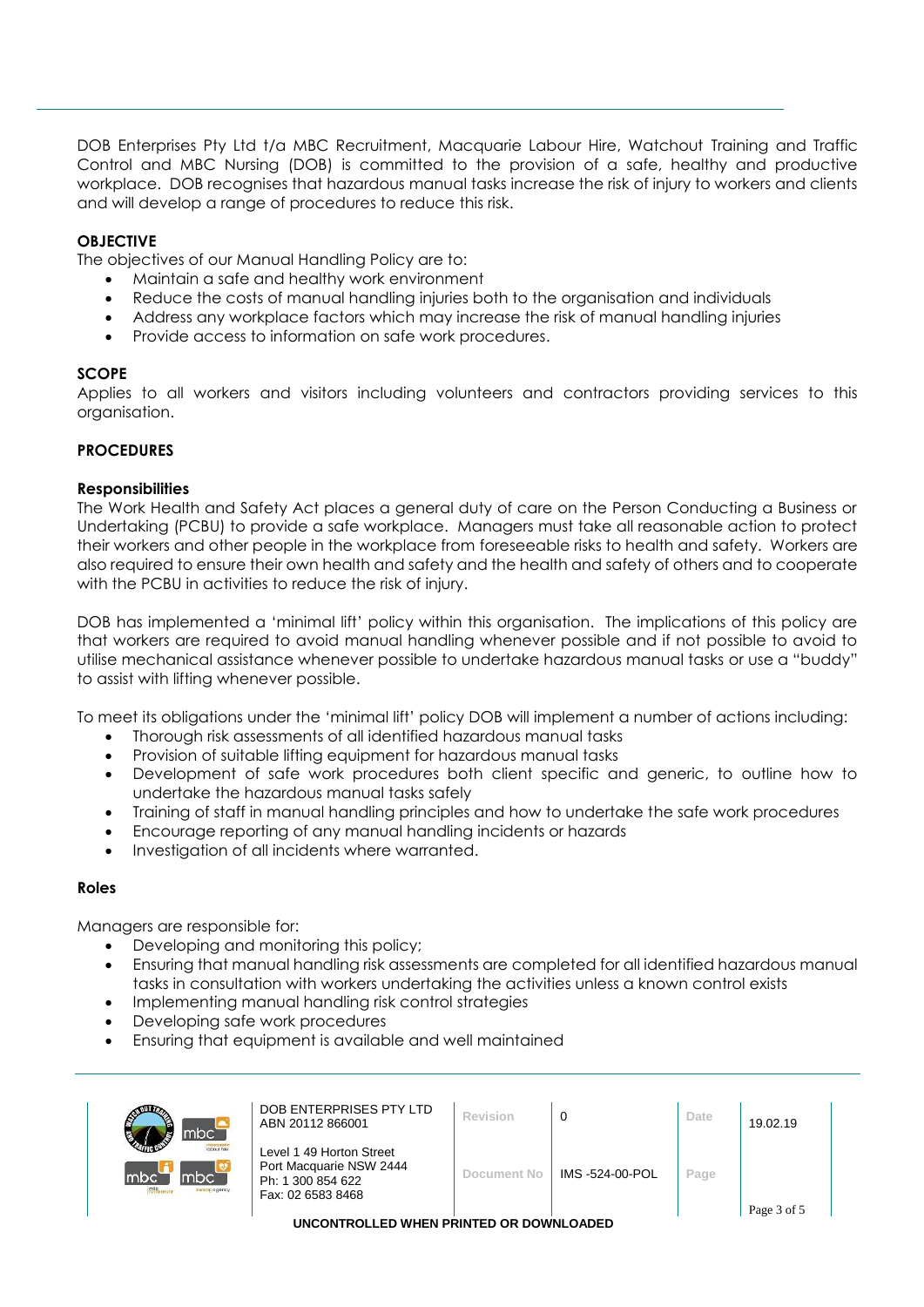DOB Enterprises Pty Ltd t/a MBC Recruitment, Macquarie Labour Hire, Watchout Training and Traffic Control and MBC Nursing (DOB) is committed to the provision of a safe, healthy and productive workplace. DOB recognises that hazardous manual tasks increase the risk of injury to workers and clients and will develop a range of procedures to reduce this risk.

**OBJECTIVE**

The objectives of our Manual Handling Policy are to:

- Maintain a safe and healthy work environment
- Reduce the costs of manual handling injuries both to the organisation and individuals
- Address any workplace factors which may increase the risk of manual handling injuries
- Provide access to information on safe work procedures.

**SCOPE**

Applies to all workers and visitors including volunteers and contractors providing services to this organisation.

**PROCEDURES**

**Responsibilities**

The Work Health and Safety Act places a general duty of care on the Person Conducting a Business or Undertaking (PCBU) to provide a safe workplace. Managers must take all reasonable action to protect their workers and other people in the workplace from foreseeable risks to health and safety. Workers are also required to ensure their own health and safety and the health and safety of others and to cooperate with the PCBU in activities to reduce the risk of injury.

DOB has implemented a 'minimal lift' policy within this organisation. The implications of this policy are that workers are required to avoid manual handling whenever possible and if not possible to avoid to utilise mechanical assistance whenever possible to undertake hazardous manual tasks or use a "buddy" to assist with lifting whenever possible.

To meet its obligations under the 'minimal lift' policy DOB will implement a number of actions including:

- Thorough risk assessments of all identified hazardous manual tasks
- Provision of suitable lifting equipment for hazardous manual tasks
- Development of safe work procedures both client specific and generic, to outline how to undertake the hazardous manual tasks safely
- Training of staff in manual handling principles and how to undertake the safe work procedures
- Encourage reporting of any manual handling incidents or hazards
- Investigation of all incidents where warranted.

**Roles**

Managers are responsible for:

- Developing and monitoring this policy;
- Ensuring that manual handling risk assessments are completed for all identified hazardous manual tasks in consultation with workers undertaking the activities unless a known control exists
- Implementing manual handling risk control strategies
- Developing safe work procedures
- Ensuring that equipment is available and well maintained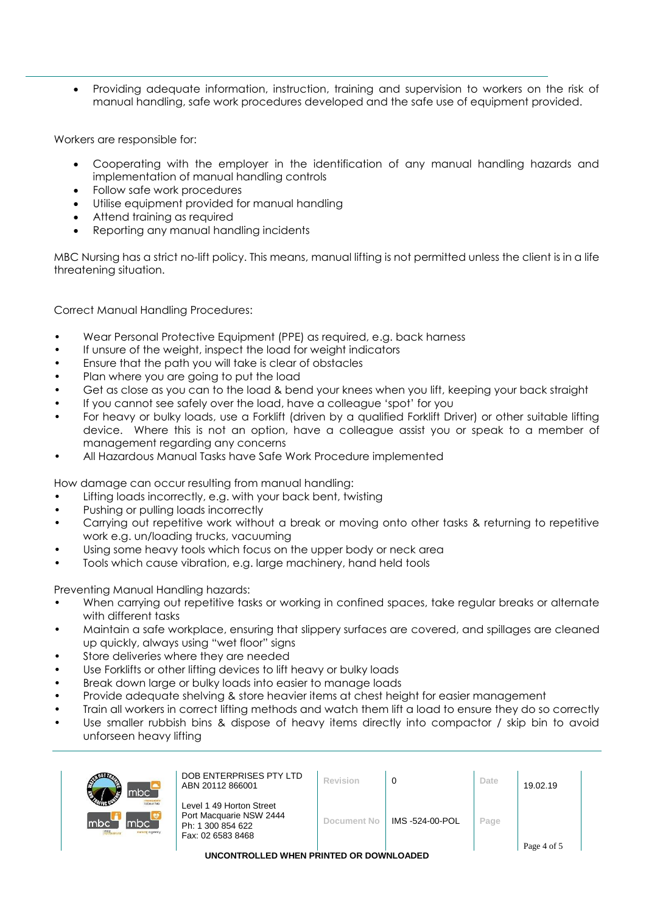- Providing adequate information, instruction, training and supervision to workers on the risk of manual handling, safe work procedures developed and the safe use of equipment provided.

Workers are responsible for:

- Cooperating with the employer in the identification of any manual handling hazards and implementation of manual handling controls
- Follow safe work procedures
- Utilise equipment provided for manual handling
- Attend training as required
- Reporting any manual handling incidents

MBC Nursing has a strict no-lift policy. This means, manual lifting is not permitted unless the client is in a life threatening situation.

Correct Manual Handling Procedures:

- Wear Personal Protective Equipment (PPE) as required, e.g. back harness
- If unsure of the weight, inspect the load for weight indicators
- Ensure that the path you will take is clear of obstacles
- Plan where you are going to put the load
- Get as close as you can to the load & bend your knees when you lift, keeping your back straight
- If you cannot see safely over the load, have a colleague 'spot' for you
- For heavy or bulky loads, use a Forklift (driven by a qualified Forklift Driver) or other suitable lifting device. Where this is not an option, have a colleague assist you or speak to a member of management regarding any concerns
- All Hazardous Manual Tasks have Safe Work Procedure implemented

How damage can occur resulting from manual handling:

- Lifting loads incorrectly, e.g. with your back bent, twisting
- Pushing or pulling loads incorrectly
- Carrying out repetitive work without a break or moving onto other tasks & returning to repetitive work e.g. un/loading trucks, vacuuming
- Using some heavy tools which focus on the upper body or neck area
- Tools which cause vibration, e.g. large machinery, hand held tools

Preventing Manual Handling hazards:

- When carrying out repetitive tasks or working in confined spaces, take regular breaks or alternate with different tasks
- Maintain a safe workplace, ensuring that slippery surfaces are covered, and spillages are cleaned up quickly, always using "wet floor" signs
- Store deliveries where they are needed
- Use Forklifts or other lifting devices to lift heavy or bulky loads
- Break down large or bulky loads into easier to manage loads
- Provide adequate shelving & store heavier items at chest height for easier management
- Train all workers in correct lifting methods and watch them lift a load to ensure they do so correctly
- Use smaller rubbish bins & dispose of heavy items directly into compactor / skip bin to avoid unforseen heavy lifting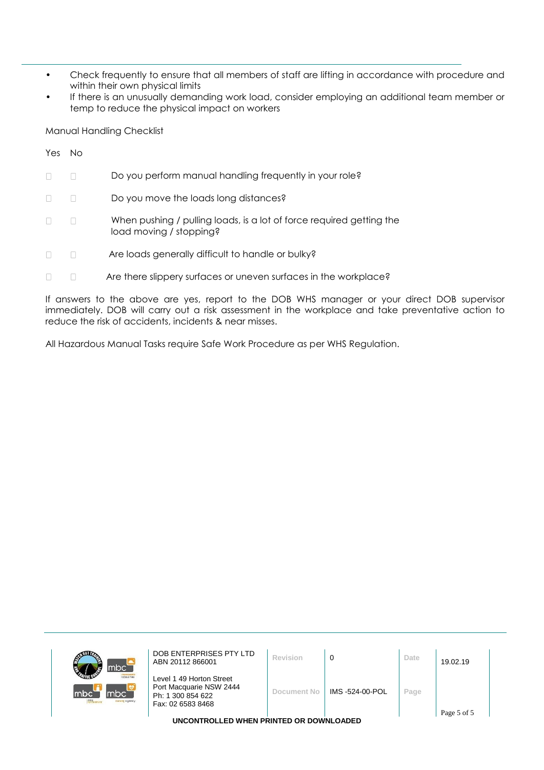- Check frequently to ensure that all members of staff are lifting in accordance with procedure and within their own physical limits
- If there is an unusually demanding work load, consider employing an additional team member or temp to reduce the physical impact on workers

Manual Handling Checklist

| Yes | No | |
|---|---|---|
| ☐ | ☐ | Do you perform manual handling frequently in your role? |
| ☐ | ☐ | Do you move the loads long distances? |
| ☐ | ☐ | When pushing / pulling loads, is a lot of force required getting the load moving / stopping? |
| ☐ | ☐ | Are loads generally difficult to handle or bulky? |
| ☐ | ☐ | Are there slippery surfaces or uneven surfaces in the workplace? |

If answers to the above are yes, report to the DOB WHS manager or your direct DOB supervisor immediately. DOB will carry out a risk assessment in the workplace and take preventative action to reduce the risk of accidents, incidents & near misses.

All Hazardous Manual Tasks require Safe Work Procedure as per WHS Regulation.